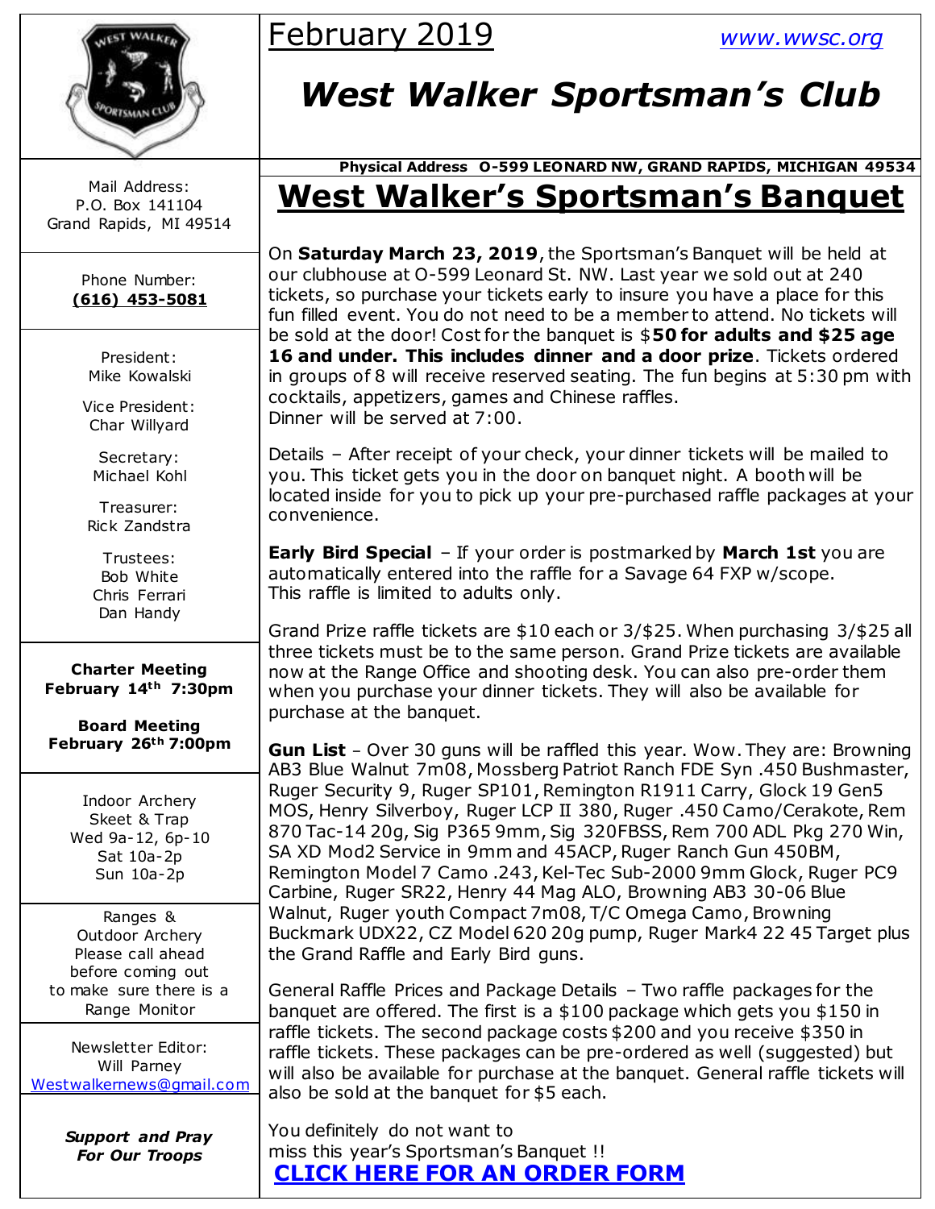# February 2019

www.wwsc.org

# West Walker Sportsman's Club

**Physical Address O-599 LEONARD NW, GRAND RAPIDS, MICHIGAN 49534**

Mail Address:
P.O. Box 141104
Grand Rapids, MI 49514

Phone Number:
**(616) 453-5081**

President:
Mike Kowalski

Vice President:
Char Willyard

Secretary:
Michael Kohl

Treasurer:
Rick Zandstra

Trustees:
Bob White
Chris Ferrari
Dan Handy

**Charter Meeting**
**February 14th 7:30pm**

**Board Meeting**
**February 26th 7:00pm**

Indoor Archery
Skeet & Trap
Wed 9a-12, 6p-10
Sat 10a-2p
Sun 10a-2p

Ranges &
Outdoor Archery
Please call ahead
before coming out
to make sure there is a
Range Monitor

Newsletter Editor:
Will Parney
Westwalkernews@gmail.com

***Support and Pray***
***For Our Troops***

## West Walker's Sportsman's Banquet

On **Saturday March 23, 2019**, the Sportsman's Banquet will be held at our clubhouse at O-599 Leonard St. NW. Last year we sold out at 240 tickets, so purchase your tickets early to insure you have a place for this fun filled event. You do not need to be a member to attend. No tickets will be sold at the door! Cost for the banquet is $**50 for adults and $25 age 16 and under. This includes dinner and a door prize**. Tickets ordered in groups of 8 will receive reserved seating. The fun begins at 5:30 pm with cocktails, appetizers, games and Chinese raffles.
Dinner will be served at 7:00.

Details – After receipt of your check, your dinner tickets will be mailed to you. This ticket gets you in the door on banquet night. A booth will be located inside for you to pick up your pre-purchased raffle packages at your convenience.

**Early Bird Special** – If your order is postmarked by **March 1st** you are automatically entered into the raffle for a Savage 64 FXP w/scope.
This raffle is limited to adults only.

Grand Prize raffle tickets are $10 each or 3/$25. When purchasing 3/$25 all three tickets must be to the same person. Grand Prize tickets are available now at the Range Office and shooting desk. You can also pre-order them when you purchase your dinner tickets. They will also be available for purchase at the banquet.

**Gun List** - Over 30 guns will be raffled this year. Wow. They are: Browning AB3 Blue Walnut 7m08, Mossberg Patriot Ranch FDE Syn .450 Bushmaster, Ruger Security 9, Ruger SP101, Remington R1911 Carry, Glock 19 Gen5 MOS, Henry Silverboy, Ruger LCP II 380, Ruger .450 Camo/Cerakote, Rem 870 Tac-14 20g, Sig P365 9mm, Sig 320FBSS, Rem 700 ADL Pkg 270 Win, SA XD Mod2 Service in 9mm and 45ACP, Ruger Ranch Gun 450BM, Remington Model 7 Camo .243, Kel-Tec Sub-2000 9mm Glock, Ruger PC9 Carbine, Ruger SR22, Henry 44 Mag ALO, Browning AB3 30-06 Blue Walnut, Ruger youth Compact 7m08, T/C Omega Camo, Browning Buckmark UDX22, CZ Model 620 20g pump, Ruger Mark4 22 45 Target plus the Grand Raffle and Early Bird guns.

General Raffle Prices and Package Details – Two raffle packages for the banquet are offered. The first is a $100 package which gets you $150 in raffle tickets. The second package costs $200 and you receive $350 in raffle tickets. These packages can be pre-ordered as well (suggested) but will also be available for purchase at the banquet. General raffle tickets will also be sold at the banquet for $5 each.

You definitely do not want to
miss this year's Sportsman's Banquet !!

**CLICK HERE FOR AN ORDER FORM**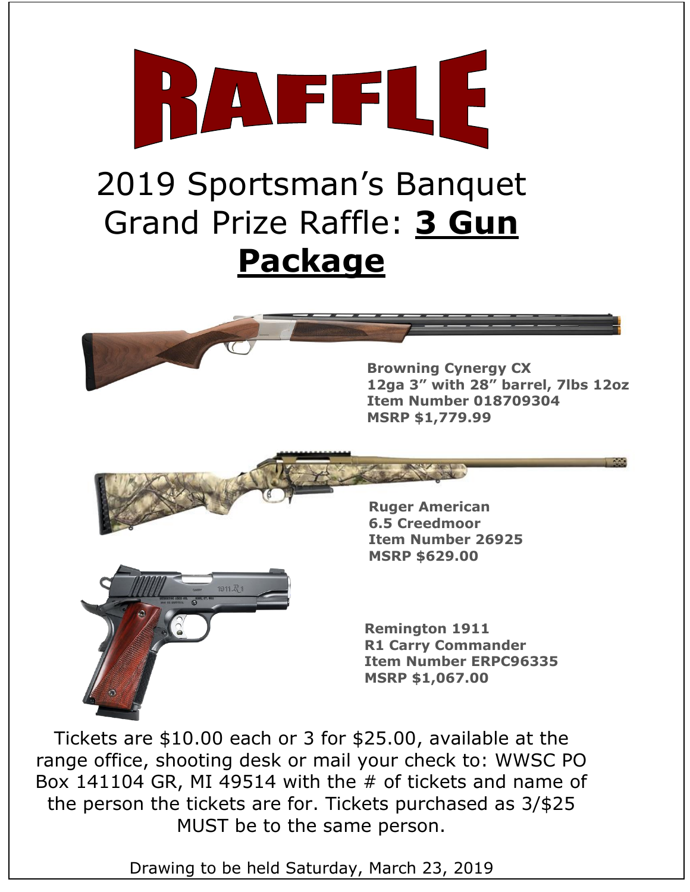# RAFFLE

## 2019 Sportsman's Banquet Grand Prize Raffle: **3 Gun Package**

**Browning Cynergy CX**
**12ga 3" with 28" barrel, 7lbs 12oz**
**Item Number 018709304**
**MSRP $1,779.99**

**Ruger American**
**6.5 Creedmoor**
**Item Number 26925**
**MSRP $629.00**

**Remington 1911**
**R1 Carry Commander**
**Item Number ERPC96335**
**MSRP $1,067.00**

Tickets are $10.00 each or 3 for $25.00, available at the range office, shooting desk or mail your check to: WWSC PO Box 141104 GR, MI 49514 with the # of tickets and name of the person the tickets are for. Tickets purchased as 3/$25 MUST be to the same person.

Drawing to be held Saturday, March 23, 2019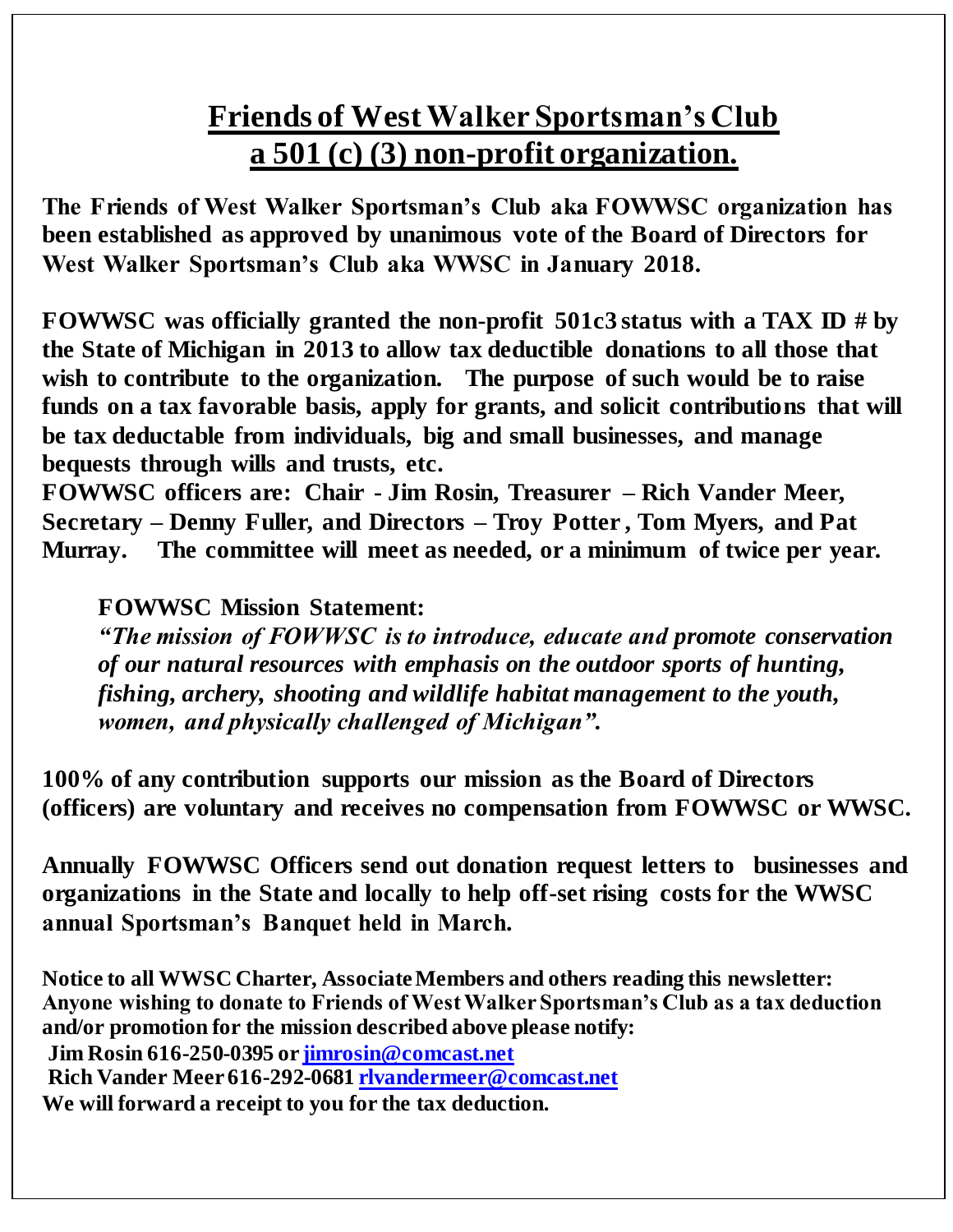# Friends of West Walker Sportsman's Club
## a 501 (c) (3) non-profit organization.

**The Friends of West Walker Sportsman's Club aka FOWWSC organization has been established as approved by unanimous vote of the Board of Directors for West Walker Sportsman's Club aka WWSC in January 2018.**

**FOWWSC was officially granted the non-profit 501c3 status with a TAX ID # by the State of Michigan in 2013 to allow tax deductible donations to all those that wish to contribute to the organization. The purpose of such would be to raise funds on a tax favorable basis, apply for grants, and solicit contributions that will be tax deductable from individuals, big and small businesses, and manage bequests through wills and trusts, etc.**

**FOWWSC officers are: Chair - Jim Rosin, Treasurer – Rich Vander Meer, Secretary – Denny Fuller, and Directors – Troy Potter, Tom Myers, and Pat Murray. The committee will meet as needed, or a minimum of twice per year.**

**FOWWSC Mission Statement:**

***"The mission of FOWWSC is to introduce, educate and promote conservation of our natural resources with emphasis on the outdoor sports of hunting, fishing, archery, shooting and wildlife habitat management to the youth, women, and physically challenged of Michigan".***

**100% of any contribution supports our mission as the Board of Directors (officers) are voluntary and receives no compensation from FOWWSC or WWSC.**

**Annually FOWWSC Officers send out donation request letters to businesses and organizations in the State and locally to help off-set rising costs for the WWSC annual Sportsman's Banquet held in March.**

**Notice to all WWSC Charter, Associate Members and others reading this newsletter: Anyone wishing to donate to Friends of West Walker Sportsman's Club as a tax deduction and/or promotion for the mission described above please notify:**

**Jim Rosin 616-250-0395 or jimrosin@comcast.net**

**Rich Vander Meer 616-292-0681 rlvandermeer@comcast.net**

**We will forward a receipt to you for the tax deduction.**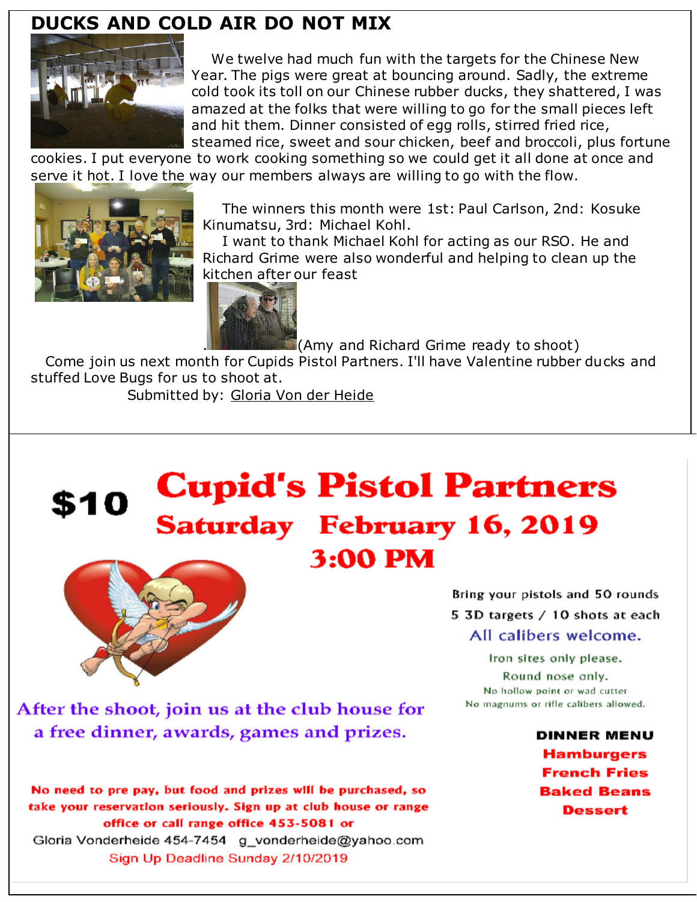## DUCKS AND COLD AIR DO NOT MIX

We twelve had much fun with the targets for the Chinese New Year. The pigs were great at bouncing around. Sadly, the extreme cold took its toll on our Chinese rubber ducks, they shattered, I was amazed at the folks that were willing to go for the small pieces left and hit them. Dinner consisted of egg rolls, stirred fried rice, steamed rice, sweet and sour chicken, beef and broccoli, plus fortune cookies. I put everyone to work cooking something so we could get it all done at once and serve it hot. I love the way our members always are willing to go with the flow.

The winners this month were 1st: Paul Carlson, 2nd: Kosuke Kinumatsu, 3rd: Michael Kohl.

I want to thank Michael Kohl for acting as our RSO. He and Richard Grime were also wonderful and helping to clean up the kitchen after our feast

(Amy and Richard Grime ready to shoot)

Come join us next month for Cupids Pistol Partners. I'll have Valentine rubber ducks and stuffed Love Bugs for us to shoot at.

Submitted by: Gloria Von der Heide

---

# $10 Cupid's Pistol Partners

## Saturday February 16, 2019

## 3:00 PM

Bring your pistols and 50 rounds

5 3D targets / 10 shots at each

All calibers welcome.

Iron sites only please.

Round nose only.

No hollow point or wad cutter

No magnums or rifle calibers allowed.

**After the shoot, join us at the club house for a free dinner, awards, games and prizes.**

**DINNER MENU**

**Hamburgers**

**French Fries**

**Baked Beans**

**Dessert**

**No need to pre pay, but food and prizes will be purchased, so take your reservation seriously. Sign up at club house or range office or call range office 453-5081 or**

Gloria Vonderheide 454-7454 g_vonderheide@yahoo.com

Sign Up Deadline Sunday 2/10/2019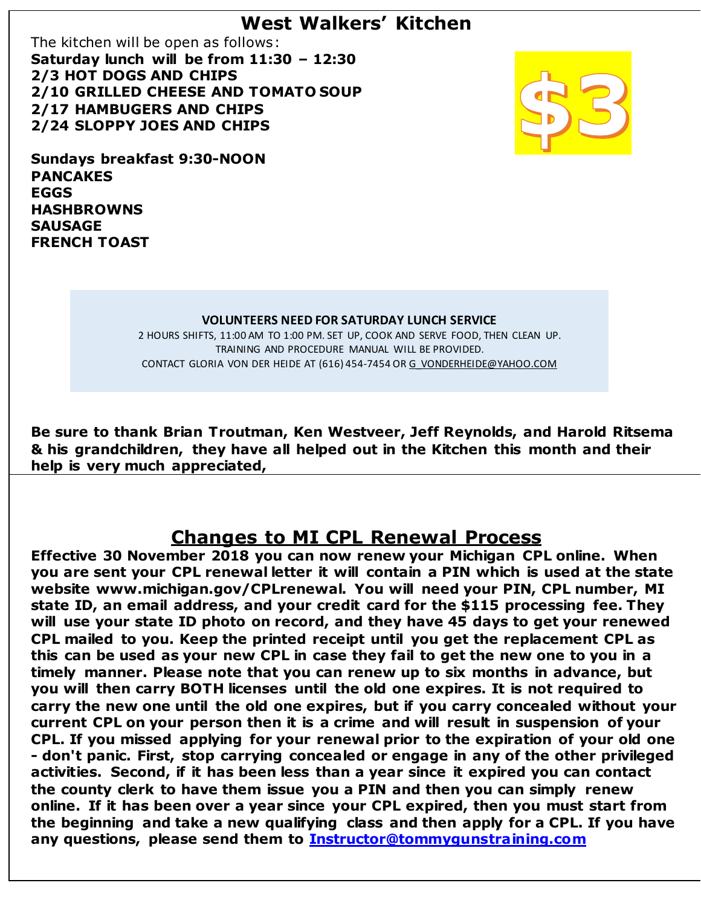## West Walkers' Kitchen

The kitchen will be open as follows:

**Saturday lunch will be from 11:30 – 12:30**
**2/3 HOT DOGS AND CHIPS**
**2/10 GRILLED CHEESE AND TOMATO SOUP**
**2/17 HAMBUGERS AND CHIPS**
**2/24 SLOPPY JOES AND CHIPS**

$3

**Sundays breakfast 9:30-NOON**
**PANCAKES**
**EGGS**
**HASHBROWNS**
**SAUSAGE**
**FRENCH TOAST**

**VOLUNTEERS NEED FOR SATURDAY LUNCH SERVICE**

2 HOURS SHIFTS, 11:00 AM TO 1:00 PM. SET UP, COOK AND SERVE FOOD, THEN CLEAN UP.
TRAINING AND PROCEDURE MANUAL WILL BE PROVIDED.
CONTACT GLORIA VON DER HEIDE AT (616) 454-7454 OR G_VONDERHEIDE@YAHOO.COM

**Be sure to thank Brian Troutman, Ken Westveer, Jeff Reynolds, and Harold Ritsema & his grandchildren, they have all helped out in the Kitchen this month and their help is very much appreciated,**

## Changes to MI CPL Renewal Process

**Effective 30 November 2018 you can now renew your Michigan CPL online. When you are sent your CPL renewal letter it will contain a PIN which is used at the state website www.michigan.gov/CPLrenewal. You will need your PIN, CPL number, MI state ID, an email address, and your credit card for the $115 processing fee. They will use your state ID photo on record, and they have 45 days to get your renewed CPL mailed to you. Keep the printed receipt until you get the replacement CPL as this can be used as your new CPL in case they fail to get the new one to you in a timely manner. Please note that you can renew up to six months in advance, but you will then carry BOTH licenses until the old one expires. It is not required to carry the new one until the old one expires, but if you carry concealed without your current CPL on your person then it is a crime and will result in suspension of your CPL. If you missed applying for your renewal prior to the expiration of your old one - don't panic. First, stop carrying concealed or engage in any of the other privileged activities. Second, if it has been less than a year since it expired you can contact the county clerk to have them issue you a PIN and then you can simply renew online. If it has been over a year since your CPL expired, then you must start from the beginning and take a new qualifying class and then apply for a CPL. If you have any questions, please send them to Instructor@tommygunstraining.com**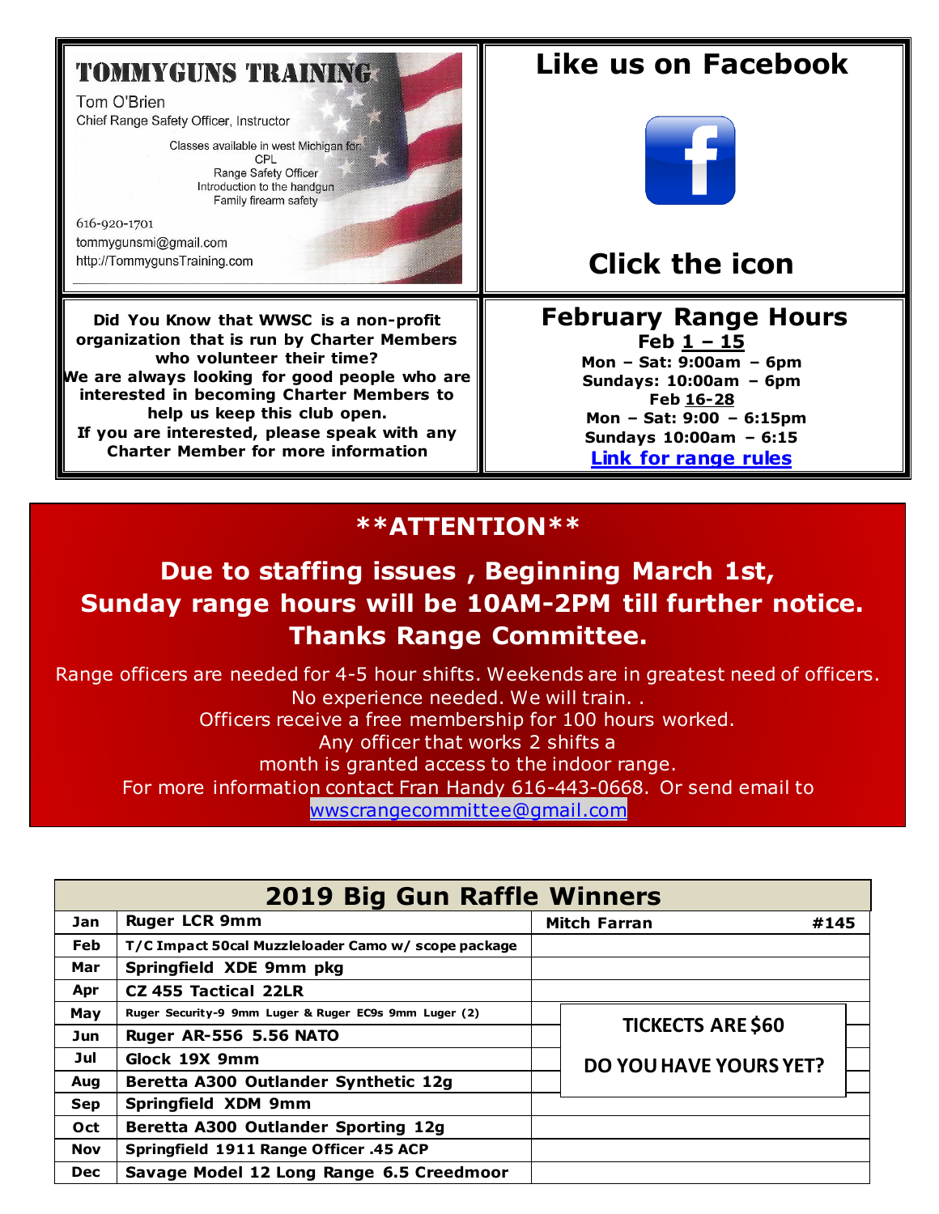**TOMMYGUNS TRAINING**

Tom O'Brien
Chief Range Safety Officer, Instructor

Classes available in west Michigan for:
CPL
Range Safety Officer
Introduction to the handgun
Family firearm safety

616-920-1701
tommygunsmi@gmail.com
http://TommygunsTraining.com

## Like us on Facebook

## Click the icon

**Did You Know that WWSC is a non-profit organization that is run by Charter Members who volunteer their time?**
**We are always looking for good people who are interested in becoming Charter Members to help us keep this club open.**
**If you are interested, please speak with any Charter Member for more information**

## February Range Hours

**Feb 1 – 15**
**Mon – Sat: 9:00am – 6pm**
**Sundays: 10:00am – 6pm**
**Feb 16-28**
**Mon – Sat: 9:00 – 6:15pm**
**Sundays 10:00am – 6:15**
**Link for range rules**

## **ATTENTION**

### Due to staffing issues , Beginning March 1st, Sunday range hours will be 10AM-2PM till further notice. Thanks Range Committee.

Range officers are needed for 4-5 hour shifts. Weekends are in greatest need of officers.
No experience needed. We will train. .
Officers receive a free membership for 100 hours worked.
Any officer that works 2 shifts a month is granted access to the indoor range.
For more information contact Fran Handy 616-443-0668. Or send email to wwscrangecommittee@gmail.com

| 2019 Big Gun Raffle Winners | | |
|---|---|---|
| Jan | Ruger LCR 9mm | Mitch Farran #145 |
| Feb | T/C Impact 50cal Muzzleloader Camo w/ scope package | |
| Mar | Springfield XDE 9mm pkg | |
| Apr | CZ 455 Tactical 22LR | |
| May | Ruger Security-9 9mm Luger & Ruger EC9s 9mm Luger (2) | |
| Jun | Ruger AR-556 5.56 NATO | |
| Jul | Glock 19X 9mm | |
| Aug | Beretta A300 Outlander Synthetic 12g | |
| Sep | Springfield XDM 9mm | |
| Oct | Beretta A300 Outlander Sporting 12g | |
| Nov | Springfield 1911 Range Officer .45 ACP | |
| Dec | Savage Model 12 Long Range 6.5 Creedmoor | |

**TICKECTS ARE $60**

**DO YOU HAVE YOURS YET?**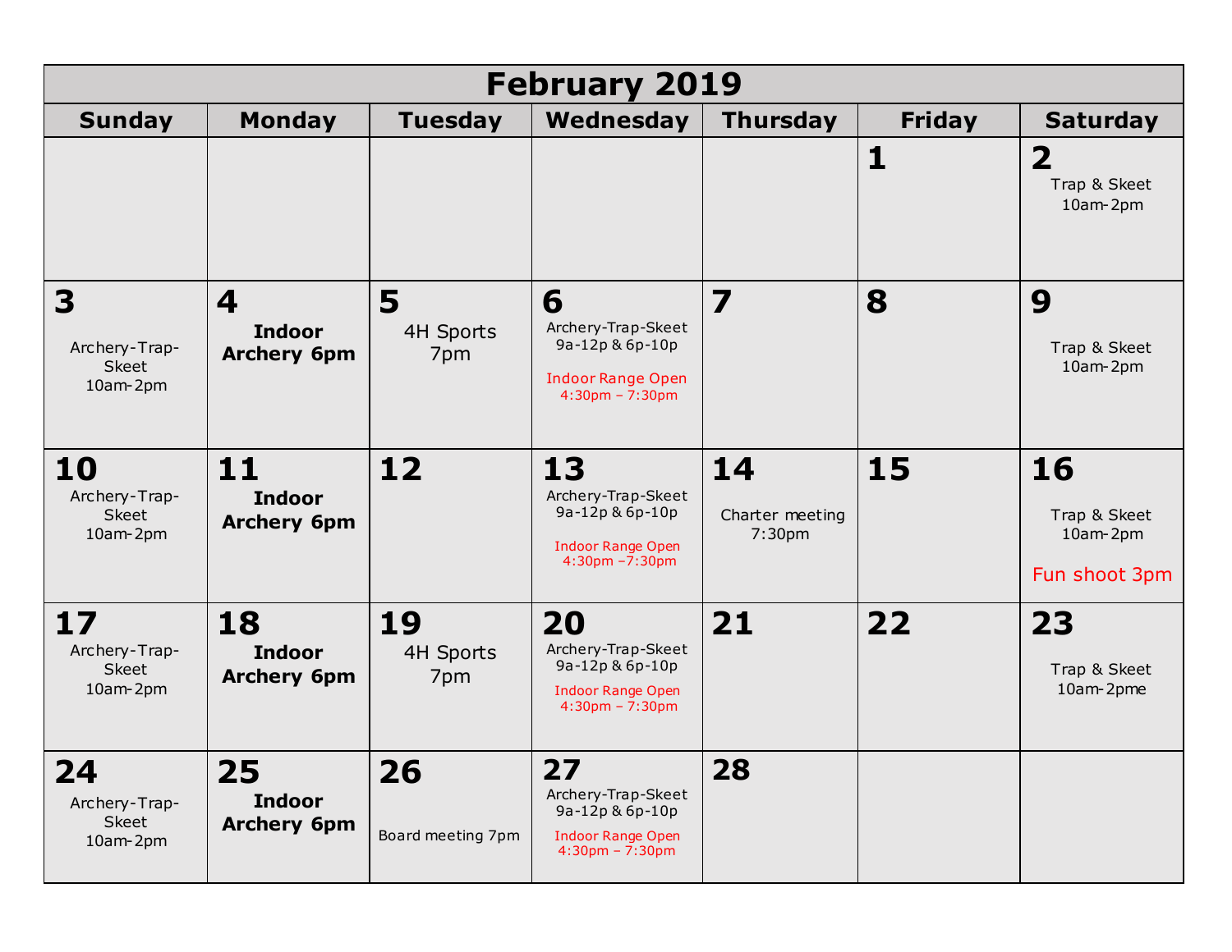# February 2019

| Sunday | Monday | Tuesday | Wednesday | Thursday | Friday | Saturday |
|---|---|---|---|---|---|---|
| | | | | | **1** | **2** Trap & Skeet 10am-2pm |
| **3** Archery-Trap-Skeet 10am-2pm | **4** **Indoor Archery 6pm** | **5** 4H Sports 7pm | **6** Archery-Trap-Skeet 9a-12p & 6p-10p Indoor Range Open 4:30pm – 7:30pm | **7** | **8** | **9** Trap & Skeet 10am-2pm |
| **10** Archery-Trap-Skeet 10am-2pm | **11** **Indoor Archery 6pm** | **12** | **13** Archery-Trap-Skeet 9a-12p & 6p-10p Indoor Range Open 4:30pm –7:30pm | **14** Charter meeting 7:30pm | **15** | **16** Trap & Skeet 10am-2pm Fun shoot 3pm |
| **17** Archery-Trap-Skeet 10am-2pm | **18** **Indoor Archery 6pm** | **19** 4H Sports 7pm | **20** Archery-Trap-Skeet 9a-12p & 6p-10p Indoor Range Open 4:30pm – 7:30pm | **21** | **22** | **23** Trap & Skeet 10am-2pme |
| **24** Archery-Trap-Skeet 10am-2pm | **25** **Indoor Archery 6pm** | **26** Board meeting 7pm | **27** Archery-Trap-Skeet 9a-12p & 6p-10p Indoor Range Open 4:30pm – 7:30pm | **28** | | |